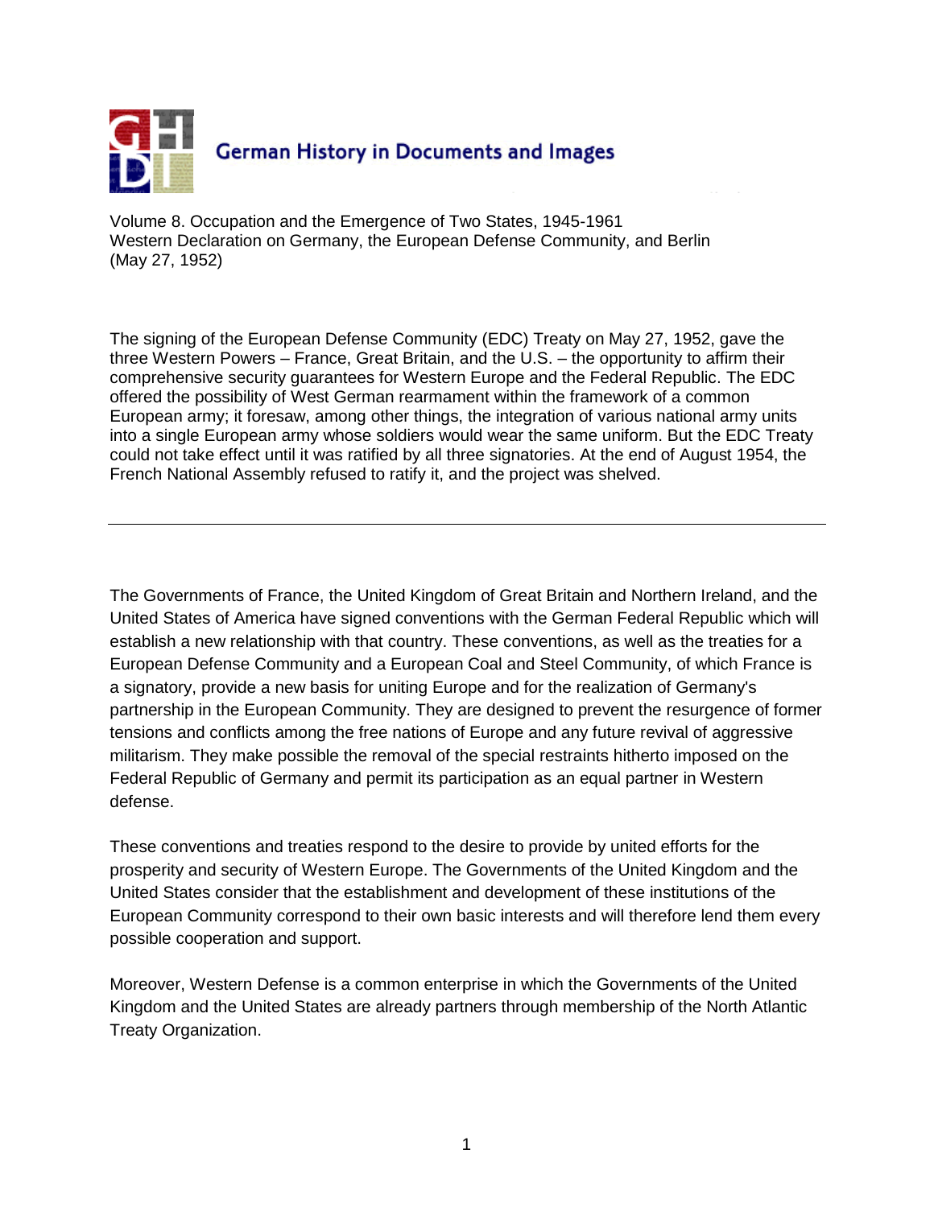German History in Documents and Images

Volume 8. Occupation and the Emergence of Two States, 1945-1961
Western Declaration on Germany, the European Defense Community, and Berlin
(May 27, 1952)

The signing of the European Defense Community (EDC) Treaty on May 27, 1952, gave the three Western Powers – France, Great Britain, and the U.S. – the opportunity to affirm their comprehensive security guarantees for Western Europe and the Federal Republic. The EDC offered the possibility of West German rearmament within the framework of a common European army; it foresaw, among other things, the integration of various national army units into a single European army whose soldiers would wear the same uniform. But the EDC Treaty could not take effect until it was ratified by all three signatories. At the end of August 1954, the French National Assembly refused to ratify it, and the project was shelved.

---

The Governments of France, the United Kingdom of Great Britain and Northern Ireland, and the United States of America have signed conventions with the German Federal Republic which will establish a new relationship with that country. These conventions, as well as the treaties for a European Defense Community and a European Coal and Steel Community, of which France is a signatory, provide a new basis for uniting Europe and for the realization of Germany's partnership in the European Community. They are designed to prevent the resurgence of former tensions and conflicts among the free nations of Europe and any future revival of aggressive militarism. They make possible the removal of the special restraints hitherto imposed on the Federal Republic of Germany and permit its participation as an equal partner in Western defense.

These conventions and treaties respond to the desire to provide by united efforts for the prosperity and security of Western Europe. The Governments of the United Kingdom and the United States consider that the establishment and development of these institutions of the European Community correspond to their own basic interests and will therefore lend them every possible cooperation and support.

Moreover, Western Defense is a common enterprise in which the Governments of the United Kingdom and the United States are already partners through membership of the North Atlantic Treaty Organization.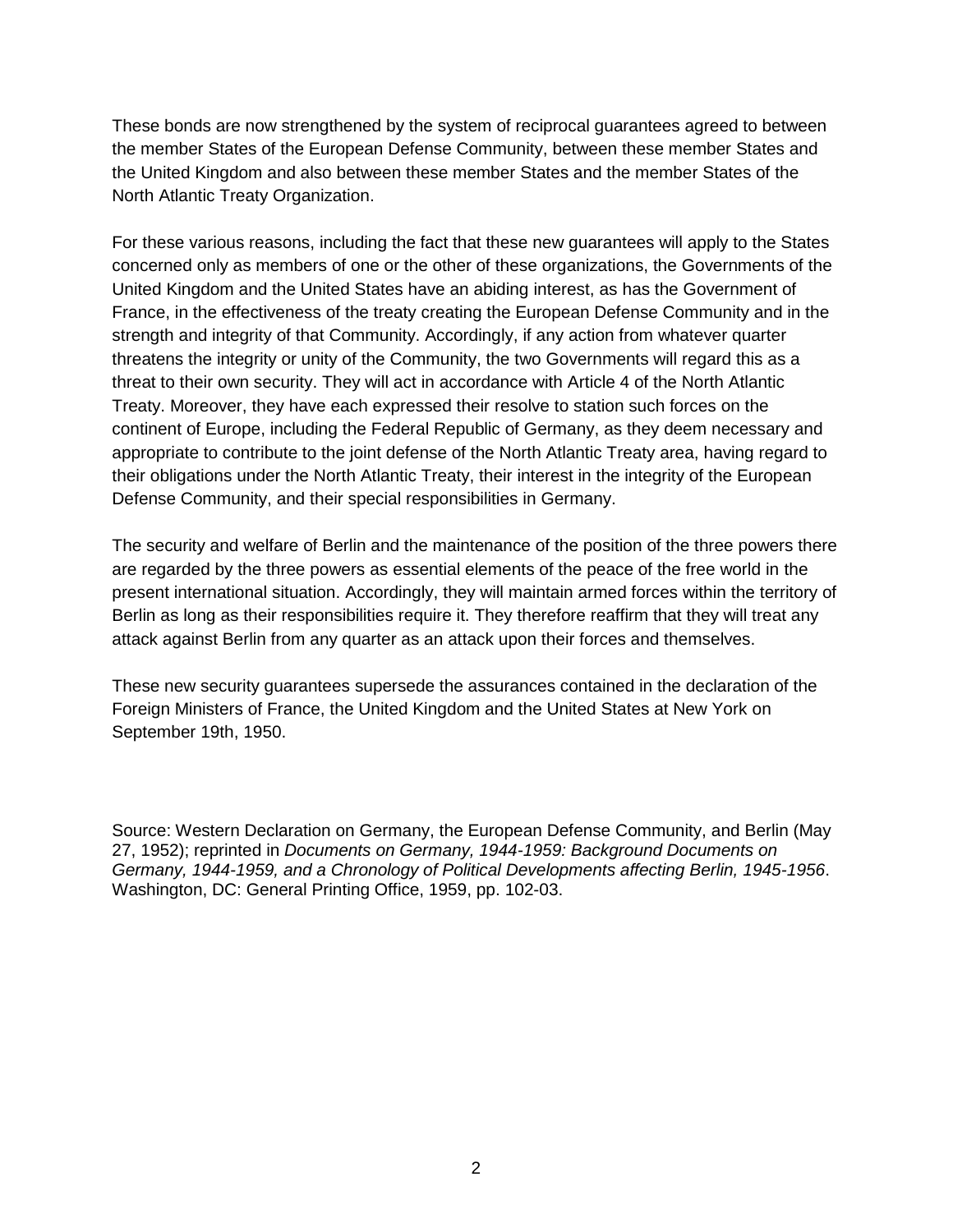These bonds are now strengthened by the system of reciprocal guarantees agreed to between the member States of the European Defense Community, between these member States and the United Kingdom and also between these member States and the member States of the North Atlantic Treaty Organization.

For these various reasons, including the fact that these new guarantees will apply to the States concerned only as members of one or the other of these organizations, the Governments of the United Kingdom and the United States have an abiding interest, as has the Government of France, in the effectiveness of the treaty creating the European Defense Community and in the strength and integrity of that Community. Accordingly, if any action from whatever quarter threatens the integrity or unity of the Community, the two Governments will regard this as a threat to their own security. They will act in accordance with Article 4 of the North Atlantic Treaty. Moreover, they have each expressed their resolve to station such forces on the continent of Europe, including the Federal Republic of Germany, as they deem necessary and appropriate to contribute to the joint defense of the North Atlantic Treaty area, having regard to their obligations under the North Atlantic Treaty, their interest in the integrity of the European Defense Community, and their special responsibilities in Germany.

The security and welfare of Berlin and the maintenance of the position of the three powers there are regarded by the three powers as essential elements of the peace of the free world in the present international situation. Accordingly, they will maintain armed forces within the territory of Berlin as long as their responsibilities require it. They therefore reaffirm that they will treat any attack against Berlin from any quarter as an attack upon their forces and themselves.

These new security guarantees supersede the assurances contained in the declaration of the Foreign Ministers of France, the United Kingdom and the United States at New York on September 19th, 1950.

Source: Western Declaration on Germany, the European Defense Community, and Berlin (May 27, 1952); reprinted in *Documents on Germany, 1944-1959: Background Documents on Germany, 1944-1959, and a Chronology of Political Developments affecting Berlin, 1945-1956*. Washington, DC: General Printing Office, 1959, pp. 102-03.